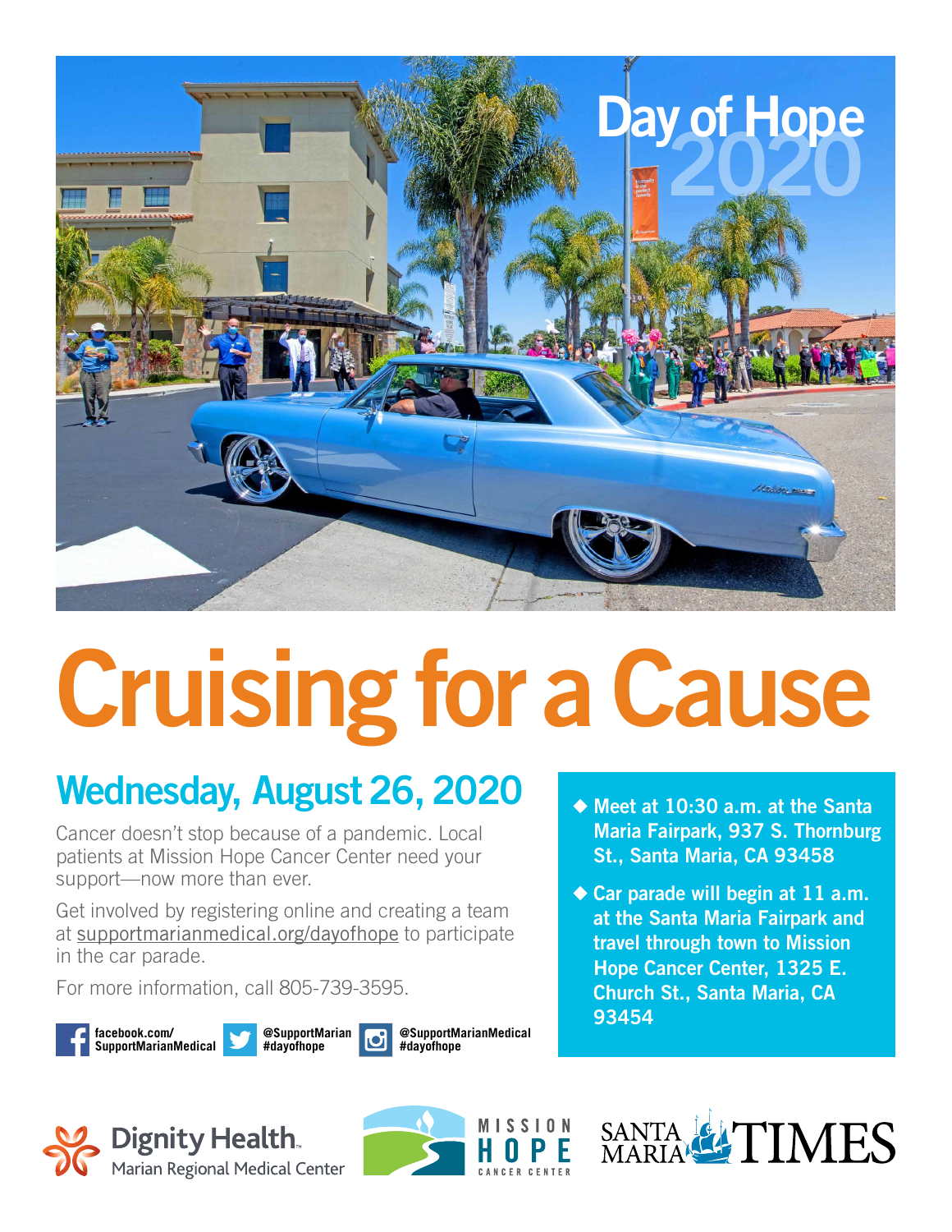Day of Hope 2020

# Cruising for a Cause

## Wednesday, August 26, 2020

Cancer doesn't stop because of a pandemic. Local patients at Mission Hope Cancer Center need your support—now more than ever.

Get involved by registering online and creating a team at supportmarianmedical.org/dayofhope to participate in the car parade.

For more information, call 805-739-3595.

- Meet at 10:30 a.m. at the Santa Maria Fairpark, 937 S. Thornburg St., Santa Maria, CA 93458
- Car parade will begin at 11 a.m. at the Santa Maria Fairpark and travel through town to Mission Hope Cancer Center, 1325 E. Church St., Santa Maria, CA 93454

facebook.com/SupportMarianMedical | @SupportMarian #dayofhope | @SupportMarianMedical #dayofhope

Dignity Health. Marian Regional Medical Center | Mission Hope Cancer Center | Santa Maria Times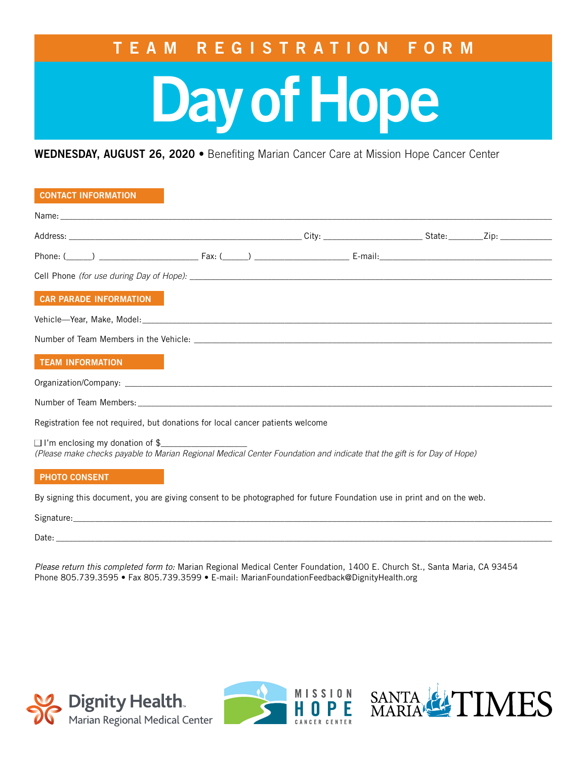# TEAM REGISTRATION FORM

# Day of Hope

**WEDNESDAY, AUGUST 26, 2020** • Benefiting Marian Cancer Care at Mission Hope Cancer Center

## CONTACT INFORMATION

Name: ______________________________________________

Address: ______________________ City: ______________ State: _______ Zip: ___________

Phone: (_____) ________________ Fax: (_____) ________________ E-mail: ______________________

Cell Phone *(for use during Day of Hope):* ______________________________________________

## CAR PARADE INFORMATION

Vehicle—Year, Make, Model: ______________________________________________

Number of Team Members in the Vehicle: ______________________________________________

## TEAM INFORMATION

Organization/Company: ______________________________________________

Number of Team Members: ______________________________________________

Registration fee not required, but donations for local cancer patients welcome

❑ I'm enclosing my donation of $_________________

*(Please make checks payable to Marian Regional Medical Center Foundation and indicate that the gift is for Day of Hope)*

## PHOTO CONSENT

By signing this document, you are giving consent to be photographed for future Foundation use in print and on the web.

Signature: ______________________________________________

Date: ______________________________________________

*Please return this completed form to:* Marian Regional Medical Center Foundation, 1400 E. Church St., Santa Maria, CA 93454
Phone 805.739.3595 • Fax 805.739.3599 • E-mail: MarianFoundationFeedback@DignityHealth.org

Dignity Health. Marian Regional Medical Center

MISSION HOPE CANCER CENTER

SANTA MARIA TIMES